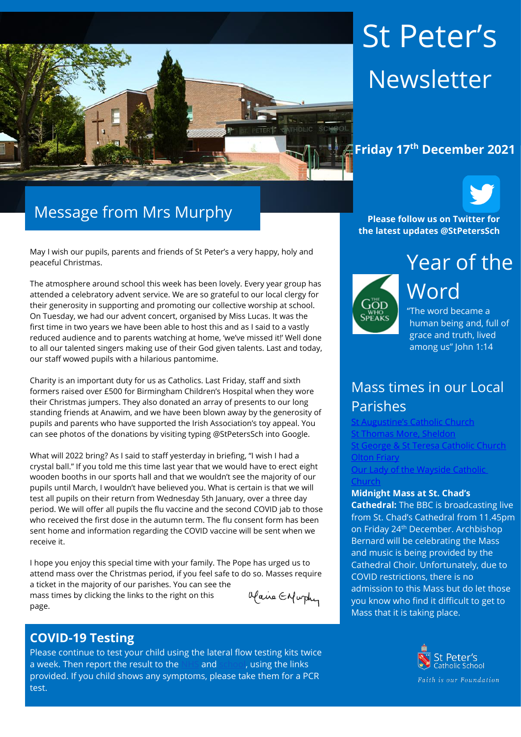# St Peter's Newsletter

**Friday 17th December 2021**

## Message from Mrs Murphy

May I wish our pupils, parents and friends of St Peter's a very happy, holy and peaceful Christmas.

The atmosphere around school this week has been lovely. Every year group has attended a celebratory advent service. We are so grateful to our local clergy for their generosity in supporting and promoting our collective worship at school. On Tuesday, we had our advent concert, organised by Miss Lucas. It was the first time in two years we have been able to host this and as I said to a vastly reduced audience and to parents watching at home, 'we've missed it!' Well done to all our talented singers making use of their God given talents. Last and today, our staff wowed pupils with a hilarious pantomime.

Charity is an important duty for us as Catholics. Last Friday, staff and sixth formers raised over £500 for Birmingham Children's Hospital when they wore their Christmas jumpers. They also donated an array of presents to our long standing friends at Anawim, and we have been blown away by the generosity of pupils and parents who have supported the Irish Association's toy appeal. You can see photos of the donations by visiting typing @StPetersSch into Google.

What will 2022 bring? As I said to staff yesterday in briefing, "I wish I had a crystal ball." If you told me this time last year that we would have to erect eight wooden booths in our sports hall and that we wouldn't see the majority of our pupils until March, I wouldn't have believed you. What is certain is that we will test all pupils on their return from Wednesday 5th January, over a three day period. We will offer all pupils the flu vaccine and the second COVID jab to those who received the first dose in the autumn term. The flu consent form has been sent home and information regarding the COVID vaccine will be sent when we receive it.

I hope you enjoy this special time with your family. The Pope has urged us to attend mass over the Christmas period, if you feel safe to do so. Masses require a ticket in the majority of our parishes. You can see the mass times by clicking the links to the right on this page.

Maire E Murphy

## COVID-19 Testing

Please continue to test your child using the lateral flow testing kits twice a week. Then report the result to the NHS and school, using the links provided. If you child shows any symptoms, please take them for a PCR test.

**Please follow us on Twitter for the latest updates @StPetersSch**

## Year of the Word

The God Who Speaks

"The word became a human being and, full of grace and truth, lived among us" John 1:14

## Mass times in our Local Parishes

[St Augustine's Catholic Church]
[St Thomas More, Sheldon]
[St George & St Teresa Catholic Church]
[Olton Friary]
[Our Lady of the Wayside Catholic Church]

**Midnight Mass at St. Chad's Cathedral:** The BBC is broadcasting live from St. Chad's Cathedral from 11.45pm on Friday 24th December. Archbishop Bernard will be celebrating the Mass and music is being provided by the Cathedral Choir. Unfortunately, due to COVID restrictions, there is no admission to this Mass but do let those you know who find it difficult to get to Mass that it is taking place.

St Peter's Catholic School

*Faith is our Foundation*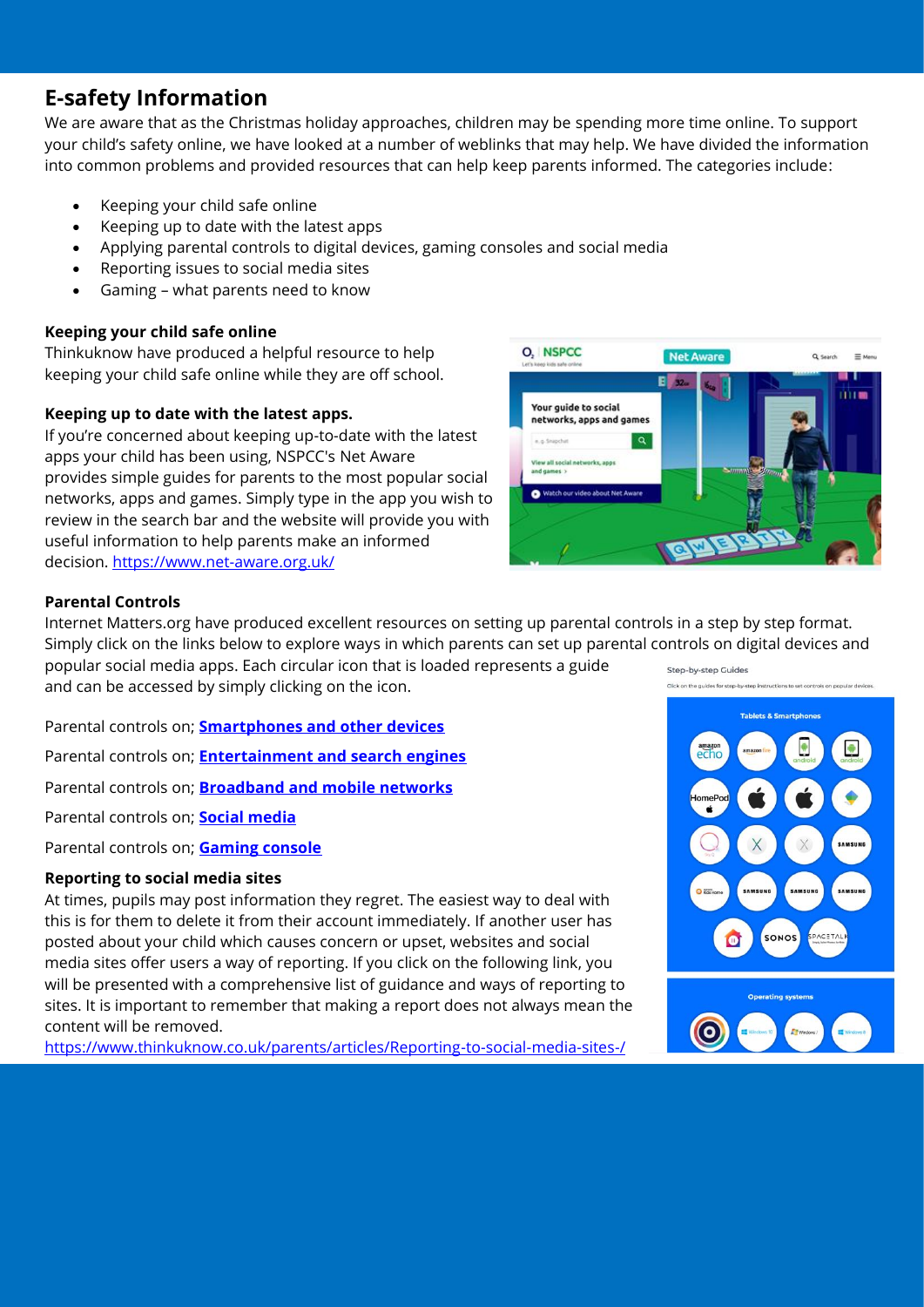## E-safety Information

We are aware that as the Christmas holiday approaches, children may be spending more time online. To support your child's safety online, we have looked at a number of weblinks that may help. We have divided the information into common problems and provided resources that can help keep parents informed. The categories include:

- Keeping your child safe online
- Keeping up to date with the latest apps
- Applying parental controls to digital devices, gaming consoles and social media
- Reporting issues to social media sites
- Gaming – what parents need to know

**Keeping your child safe online**

Thinkuknow have produced a helpful resource to help keeping your child safe online while they are off school.

**Keeping up to date with the latest apps.**

If you're concerned about keeping up-to-date with the latest apps your child has been using, NSPCC's Net Aware provides simple guides for parents to the most popular social networks, apps and games. Simply type in the app you wish to review in the search bar and the website will provide you with useful information to help parents make an informed decision. https://www.net-aware.org.uk/

**Parental Controls**

Internet Matters.org have produced excellent resources on setting up parental controls in a step by step format. Simply click on the links below to explore ways in which parents can set up parental controls on digital devices and popular social media apps. Each circular icon that is loaded represents a guide and can be accessed by simply clicking on the icon.

Parental controls on; **Smartphones and other devices**

Parental controls on; **Entertainment and search engines**

Parental controls on; **Broadband and mobile networks**

Parental controls on; **Social media**

Parental controls on; **Gaming console**

**Reporting to social media sites**

At times, pupils may post information they regret. The easiest way to deal with this is for them to delete it from their account immediately. If another user has posted about your child which causes concern or upset, websites and social media sites offer users a way of reporting. If you click on the following link, you will be presented with a comprehensive list of guidance and ways of reporting to sites. It is important to remember that making a report does not always mean the content will be removed.

https://www.thinkuknow.co.uk/parents/articles/Reporting-to-social-media-sites-/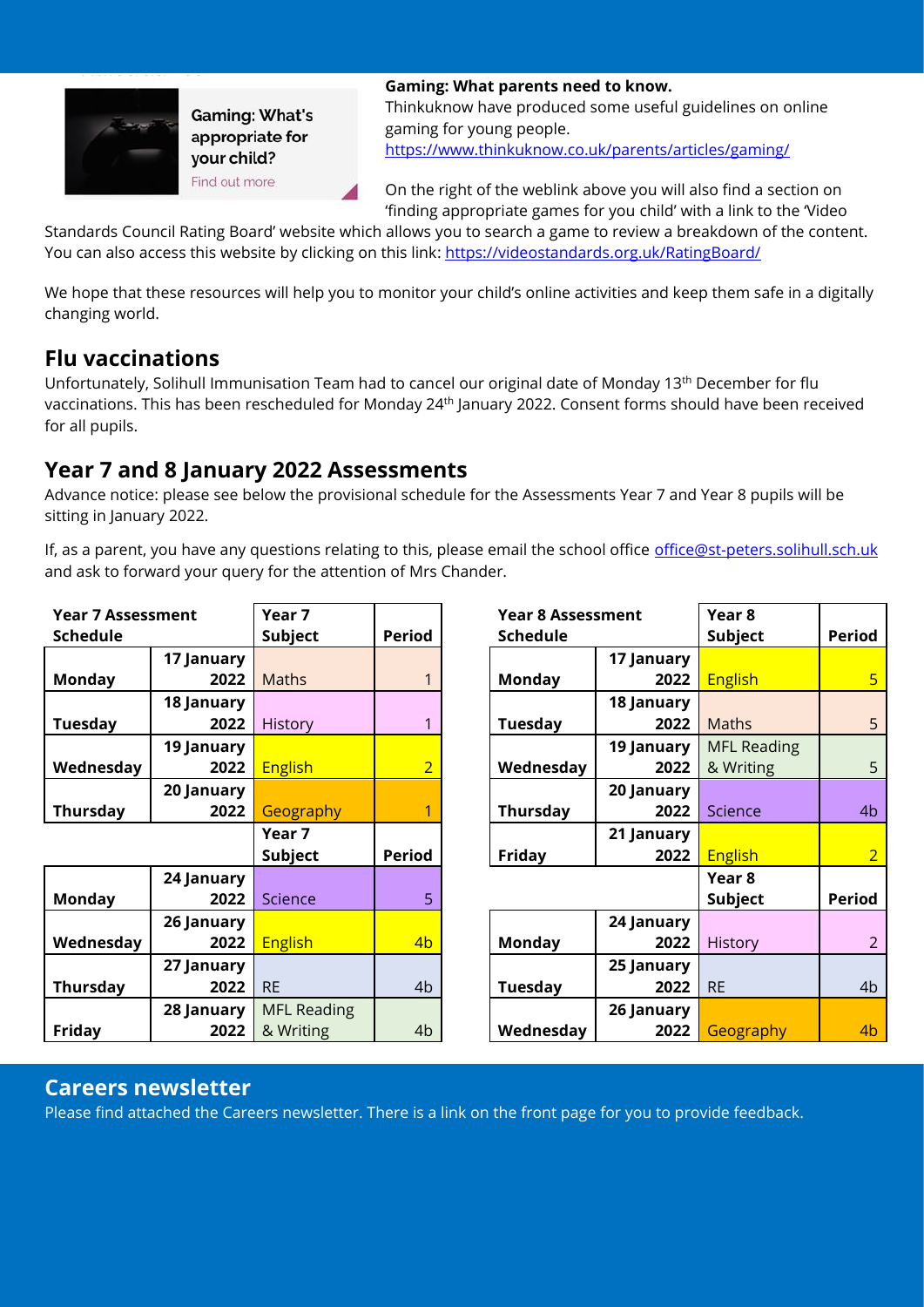Gaming: What's appropriate for your child?
Find out more

**Gaming: What parents need to know.**
Thinkuknow have produced some useful guidelines on online gaming for young people.
https://www.thinkuknow.co.uk/parents/articles/gaming/

On the right of the weblink above you will also find a section on 'finding appropriate games for you child' with a link to the 'Video Standards Council Rating Board' website which allows you to search a game to review a breakdown of the content. You can also access this website by clicking on this link: https://videostandards.org.uk/RatingBoard/

We hope that these resources will help you to monitor your child's online activities and keep them safe in a digitally changing world.

## Flu vaccinations

Unfortunately, Solihull Immunisation Team had to cancel our original date of Monday 13th December for flu vaccinations. This has been rescheduled for Monday 24th January 2022. Consent forms should have been received for all pupils.

## Year 7 and 8 January 2022 Assessments

Advance notice: please see below the provisional schedule for the Assessments Year 7 and Year 8 pupils will be sitting in January 2022.

If, as a parent, you have any questions relating to this, please email the school office office@st-peters.solihull.sch.uk and ask to forward your query for the attention of Mrs Chander.

| Year 7 Assessment Schedule | | Year 7 Subject | Period |
|---|---|---|---|
| Monday | 17 January 2022 | Maths | 1 |
| Tuesday | 18 January 2022 | History | 1 |
| Wednesday | 19 January 2022 | English | 2 |
| Thursday | 20 January 2022 | Geography | 1 |
| | | **Year 7 Subject** | **Period** |
| Monday | 24 January 2022 | Science | 5 |
| Wednesday | 26 January 2022 | English | 4b |
| Thursday | 27 January 2022 | RE | 4b |
| Friday | 28 January 2022 | MFL Reading & Writing | 4b |

| Year 8 Assessment Schedule | | Year 8 Subject | Period |
|---|---|---|---|
| Monday | 17 January 2022 | English | 5 |
| Tuesday | 18 January 2022 | Maths | 5 |
| Wednesday | 19 January 2022 | MFL Reading & Writing | 5 |
| Thursday | 20 January 2022 | Science | 4b |
| Friday | 21 January 2022 | English | 2 |
| | | **Year 8 Subject** | **Period** |
| Monday | 24 January 2022 | History | 2 |
| Tuesday | 25 January 2022 | RE | 4b |
| Wednesday | 26 January 2022 | Geography | 4b |

## Careers newsletter

Please find attached the Careers newsletter. There is a link on the front page for you to provide feedback.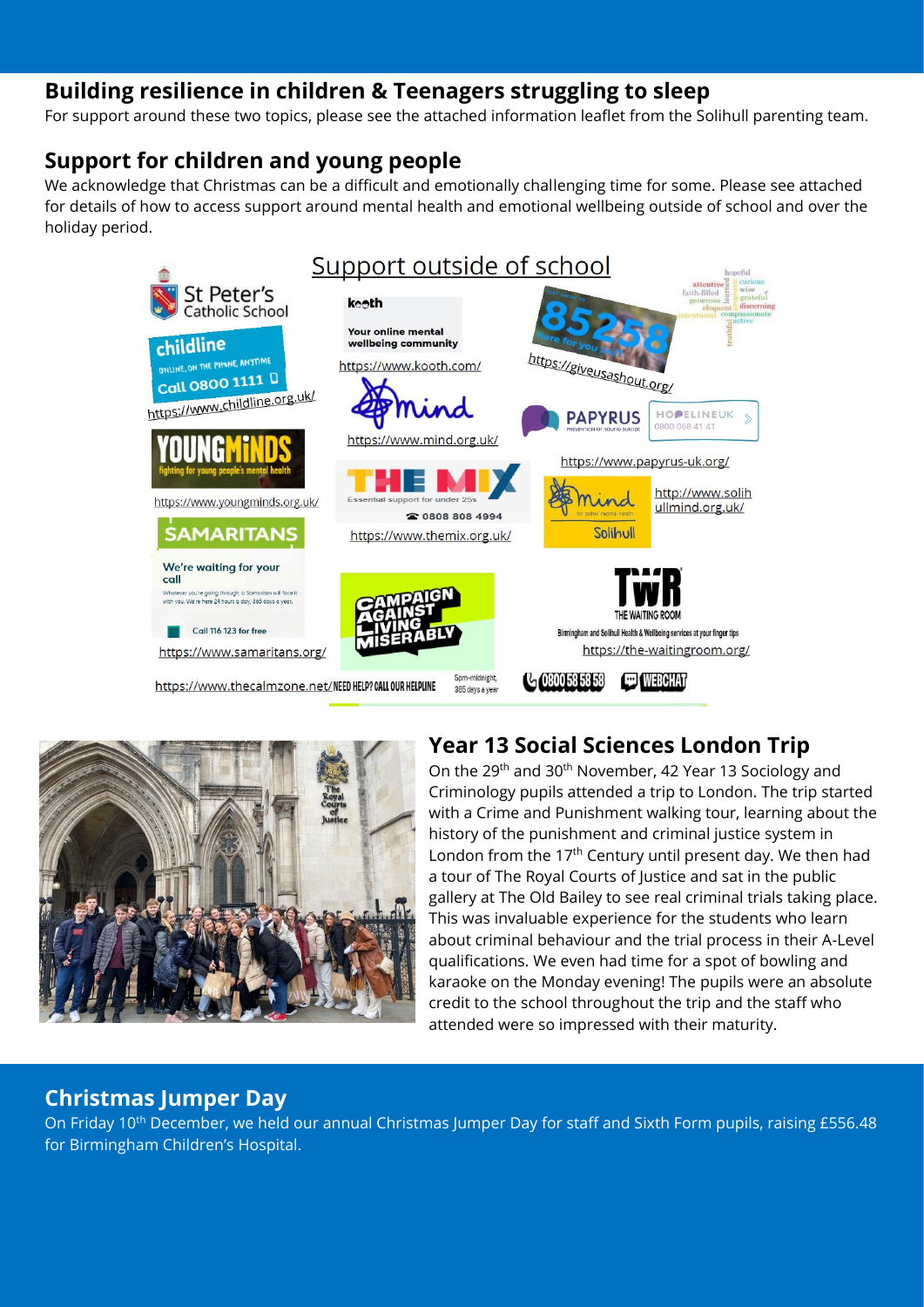## Building resilience in children & Teenagers struggling to sleep

For support around these two topics, please see the attached information leaflet from the Solihull parenting team.

## Support for children and young people

We acknowledge that Christmas can be a difficult and emotionally challenging time for some. Please see attached for details of how to access support around mental health and emotional wellbeing outside of school and over the holiday period.

### Support outside of school

St Peter's Catholic School

- childline — Online, on the phone, anytime. Call 0800 1111 — https://www.childline.org.uk/
- kooth — Your online mental wellbeing community — https://www.kooth.com/
- 85258 — Here for you 24/7 — https://giveusashout.org/
- YoungMinds — fighting for young people's mental health — https://www.youngminds.org.uk/
- Mind — https://www.mind.org.uk/
- PAPYRUS — Prevention of young suicide — HOPELINEUK 0800 068 41 41 — https://www.papyrus-uk.org/
- The Mix — Essential support for under 25s — 0808 808 4994 — https://www.themix.org.uk/
- Mind Solihull — http://www.solihullmind.org.uk/
- SAMARITANS — We're waiting for your call. Whatever you're going through, a Samaritan will face it with you. We're here 24 hours a day, 365 days a year. Call 116 123 for free — https://www.samaritans.org/
- Campaign Against Living Miserably — https://www.thecalmzone.net/ NEED HELP? CALL OUR HELPLINE 5pm-midnight, 365 days a year 0800 58 58 58 WEBCHAT
- TWR The Waiting Room — Birmingham and Solihull Health & Wellbeing services at your finger tips — https://the-waitingroom.org/

## Year 13 Social Sciences London Trip

On the 29th and 30th November, 42 Year 13 Sociology and Criminology pupils attended a trip to London. The trip started with a Crime and Punishment walking tour, learning about the history of the punishment and criminal justice system in London from the 17th Century until present day. We then had a tour of The Royal Courts of Justice and sat in the public gallery at The Old Bailey to see real criminal trials taking place. This was invaluable experience for the students who learn about criminal behaviour and the trial process in their A-Level qualifications. We even had time for a spot of bowling and karaoke on the Monday evening! The pupils were an absolute credit to the school throughout the trip and the staff who attended were so impressed with their maturity.

## Christmas Jumper Day

On Friday 10th December, we held our annual Christmas Jumper Day for staff and Sixth Form pupils, raising £556.48 for Birmingham Children's Hospital.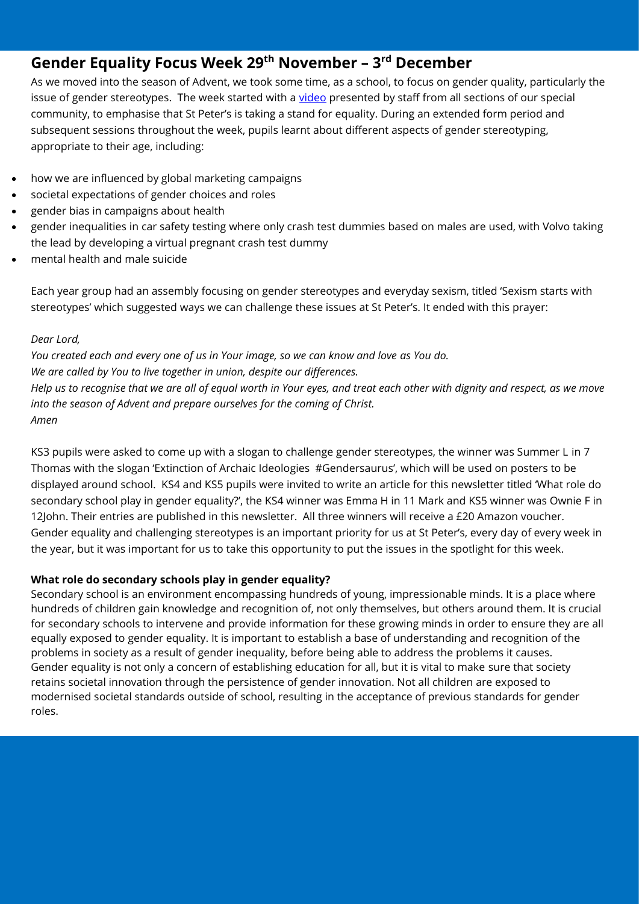## Gender Equality Focus Week 29th November – 3rd December

As we moved into the season of Advent, we took some time, as a school, to focus on gender quality, particularly the issue of gender stereotypes. The week started with a video presented by staff from all sections of our special community, to emphasise that St Peter's is taking a stand for equality. During an extended form period and subsequent sessions throughout the week, pupils learnt about different aspects of gender stereotyping, appropriate to their age, including:

- how we are influenced by global marketing campaigns
- societal expectations of gender choices and roles
- gender bias in campaigns about health
- gender inequalities in car safety testing where only crash test dummies based on males are used, with Volvo taking the lead by developing a virtual pregnant crash test dummy
- mental health and male suicide

Each year group had an assembly focusing on gender stereotypes and everyday sexism, titled 'Sexism starts with stereotypes' which suggested ways we can challenge these issues at St Peter's. It ended with this prayer:

*Dear Lord,*
*You created each and every one of us in Your image, so we can know and love as You do.*
*We are called by You to live together in union, despite our differences.*
*Help us to recognise that we are all of equal worth in Your eyes, and treat each other with dignity and respect, as we move into the season of Advent and prepare ourselves for the coming of Christ.*
*Amen*

KS3 pupils were asked to come up with a slogan to challenge gender stereotypes, the winner was Summer L in 7 Thomas with the slogan 'Extinction of Archaic Ideologies #Gendersaurus', which will be used on posters to be displayed around school. KS4 and KS5 pupils were invited to write an article for this newsletter titled 'What role do secondary school play in gender equality?', the KS4 winner was Emma H in 11 Mark and KS5 winner was Ownie F in 12John. Their entries are published in this newsletter. All three winners will receive a £20 Amazon voucher. Gender equality and challenging stereotypes is an important priority for us at St Peter's, every day of every week in the year, but it was important for us to take this opportunity to put the issues in the spotlight for this week.

**What role do secondary schools play in gender equality?**

Secondary school is an environment encompassing hundreds of young, impressionable minds. It is a place where hundreds of children gain knowledge and recognition of, not only themselves, but others around them. It is crucial for secondary schools to intervene and provide information for these growing minds in order to ensure they are all equally exposed to gender equality. It is important to establish a base of understanding and recognition of the problems in society as a result of gender inequality, before being able to address the problems it causes. Gender equality is not only a concern of establishing education for all, but it is vital to make sure that society retains societal innovation through the persistence of gender innovation. Not all children are exposed to modernised societal standards outside of school, resulting in the acceptance of previous standards for gender roles.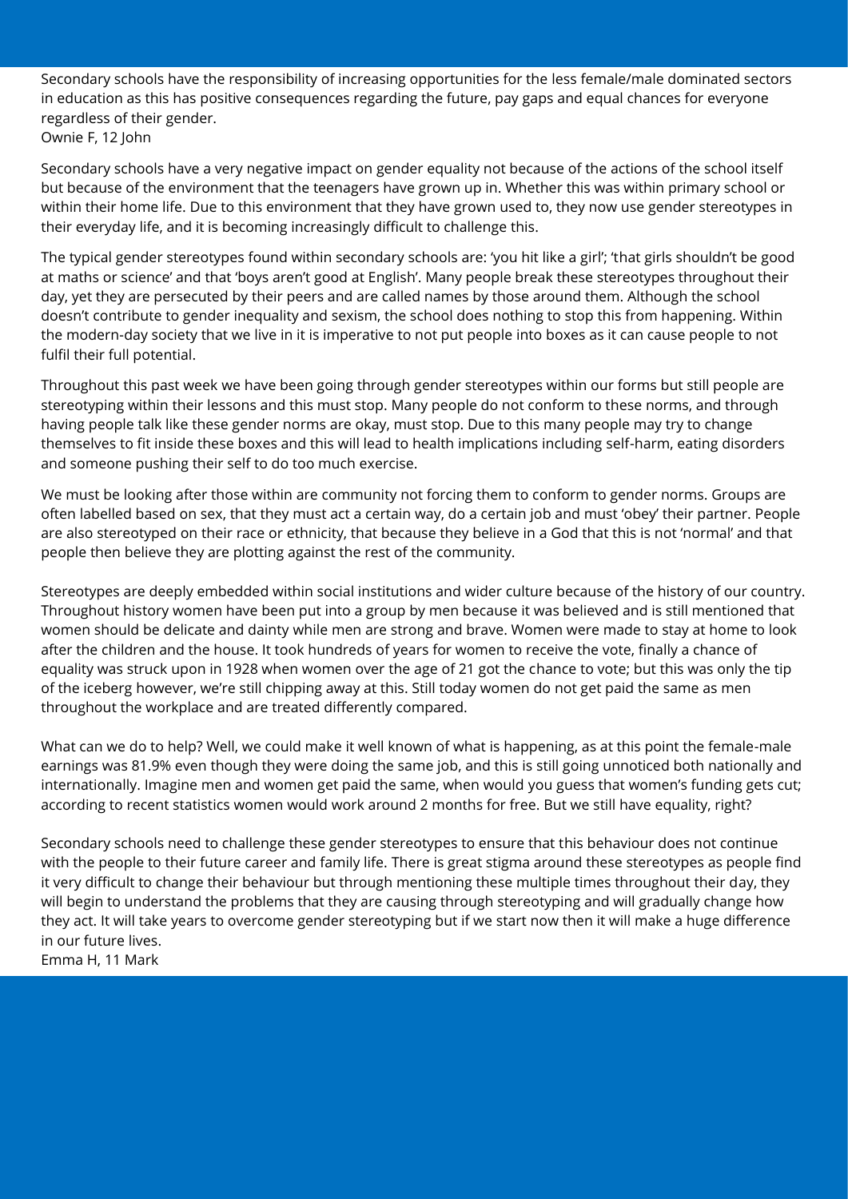Secondary schools have the responsibility of increasing opportunities for the less female/male dominated sectors in education as this has positive consequences regarding the future, pay gaps and equal chances for everyone regardless of their gender.
Ownie F, 12 John

Secondary schools have a very negative impact on gender equality not because of the actions of the school itself but because of the environment that the teenagers have grown up in. Whether this was within primary school or within their home life. Due to this environment that they have grown used to, they now use gender stereotypes in their everyday life, and it is becoming increasingly difficult to challenge this.

The typical gender stereotypes found within secondary schools are: 'you hit like a girl'; 'that girls shouldn't be good at maths or science' and that 'boys aren't good at English'. Many people break these stereotypes throughout their day, yet they are persecuted by their peers and are called names by those around them. Although the school doesn't contribute to gender inequality and sexism, the school does nothing to stop this from happening. Within the modern-day society that we live in it is imperative to not put people into boxes as it can cause people to not fulfil their full potential.

Throughout this past week we have been going through gender stereotypes within our forms but still people are stereotyping within their lessons and this must stop. Many people do not conform to these norms, and through having people talk like these gender norms are okay, must stop. Due to this many people may try to change themselves to fit inside these boxes and this will lead to health implications including self-harm, eating disorders and someone pushing their self to do too much exercise.

We must be looking after those within are community not forcing them to conform to gender norms. Groups are often labelled based on sex, that they must act a certain way, do a certain job and must 'obey' their partner. People are also stereotyped on their race or ethnicity, that because they believe in a God that this is not 'normal' and that people then believe they are plotting against the rest of the community.

Stereotypes are deeply embedded within social institutions and wider culture because of the history of our country. Throughout history women have been put into a group by men because it was believed and is still mentioned that women should be delicate and dainty while men are strong and brave. Women were made to stay at home to look after the children and the house. It took hundreds of years for women to receive the vote, finally a chance of equality was struck upon in 1928 when women over the age of 21 got the chance to vote; but this was only the tip of the iceberg however, we're still chipping away at this. Still today women do not get paid the same as men throughout the workplace and are treated differently compared.

What can we do to help? Well, we could make it well known of what is happening, as at this point the female-male earnings was 81.9% even though they were doing the same job, and this is still going unnoticed both nationally and internationally. Imagine men and women get paid the same, when would you guess that women's funding gets cut; according to recent statistics women would work around 2 months for free. But we still have equality, right?

Secondary schools need to challenge these gender stereotypes to ensure that this behaviour does not continue with the people to their future career and family life. There is great stigma around these stereotypes as people find it very difficult to change their behaviour but through mentioning these multiple times throughout their day, they will begin to understand the problems that they are causing through stereotyping and will gradually change how they act. It will take years to overcome gender stereotyping but if we start now then it will make a huge difference in our future lives.
Emma H, 11 Mark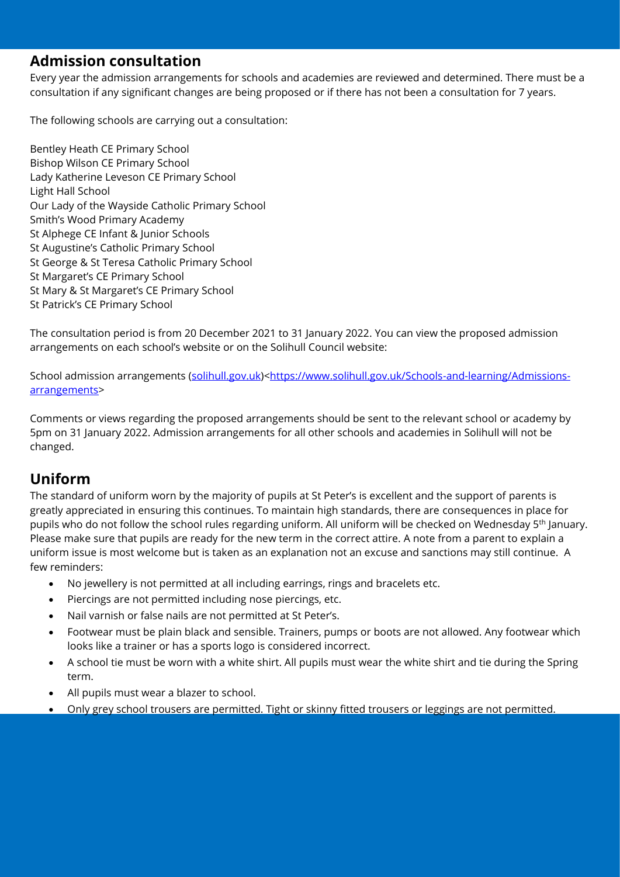## Admission consultation

Every year the admission arrangements for schools and academies are reviewed and determined. There must be a consultation if any significant changes are being proposed or if there has not been a consultation for 7 years.

The following schools are carrying out a consultation:

Bentley Heath CE Primary School
Bishop Wilson CE Primary School
Lady Katherine Leveson CE Primary School
Light Hall School
Our Lady of the Wayside Catholic Primary School
Smith's Wood Primary Academy
St Alphege CE Infant & Junior Schools
St Augustine's Catholic Primary School
St George & St Teresa Catholic Primary School
St Margaret's CE Primary School
St Mary & St Margaret's CE Primary School
St Patrick's CE Primary School

The consultation period is from 20 December 2021 to 31 January 2022. You can view the proposed admission arrangements on each school's website or on the Solihull Council website:

School admission arrangements (solihull.gov.uk)<https://www.solihull.gov.uk/Schools-and-learning/Admissions-arrangements>

Comments or views regarding the proposed arrangements should be sent to the relevant school or academy by 5pm on 31 January 2022. Admission arrangements for all other schools and academies in Solihull will not be changed.

## Uniform

The standard of uniform worn by the majority of pupils at St Peter's is excellent and the support of parents is greatly appreciated in ensuring this continues. To maintain high standards, there are consequences in place for pupils who do not follow the school rules regarding uniform. All uniform will be checked on Wednesday 5th January. Please make sure that pupils are ready for the new term in the correct attire. A note from a parent to explain a uniform issue is most welcome but is taken as an explanation not an excuse and sanctions may still continue. A few reminders:

- No jewellery is not permitted at all including earrings, rings and bracelets etc.
- Piercings are not permitted including nose piercings, etc.
- Nail varnish or false nails are not permitted at St Peter's.
- Footwear must be plain black and sensible. Trainers, pumps or boots are not allowed. Any footwear which looks like a trainer or has a sports logo is considered incorrect.
- A school tie must be worn with a white shirt. All pupils must wear the white shirt and tie during the Spring term.
- All pupils must wear a blazer to school.
- Only grey school trousers are permitted. Tight or skinny fitted trousers or leggings are not permitted.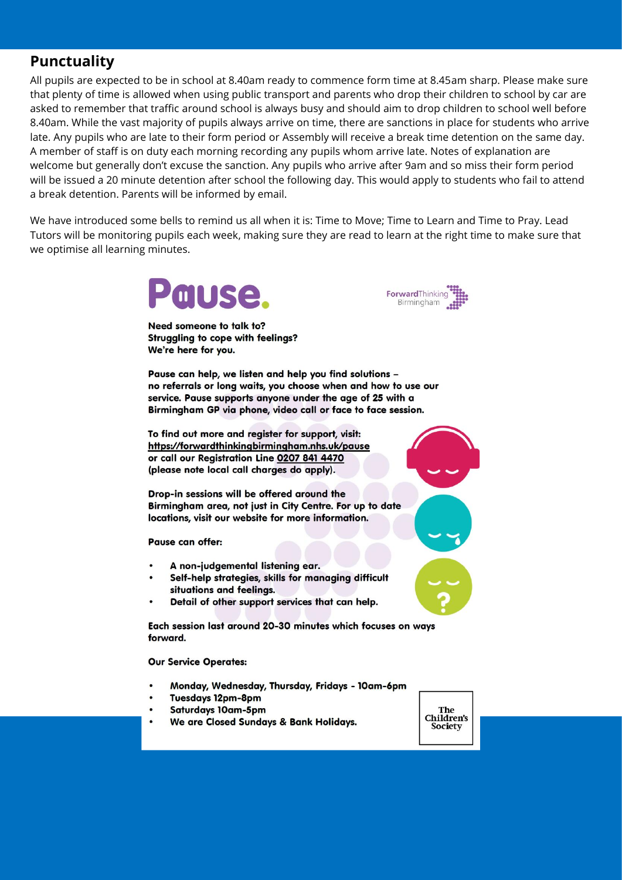## Punctuality

All pupils are expected to be in school at 8.40am ready to commence form time at 8.45am sharp. Please make sure that plenty of time is allowed when using public transport and parents who drop their children to school by car are asked to remember that traffic around school is always busy and should aim to drop children to school well before 8.40am. While the vast majority of pupils always arrive on time, there are sanctions in place for students who arrive late. Any pupils who are late to their form period or Assembly will receive a break time detention on the same day. A member of staff is on duty each morning recording any pupils whom arrive late. Notes of explanation are welcome but generally don't excuse the sanction. Any pupils who arrive after 9am and so miss their form period will be issued a 20 minute detention after school the following day. This would apply to students who fail to attend a break detention. Parents will be informed by email.

We have introduced some bells to remind us all when it is: Time to Move; Time to Learn and Time to Pray. Lead Tutors will be monitoring pupils each week, making sure they are read to learn at the right time to make sure that we optimise all learning minutes.

# Pause.

ForwardThinking Birmingham

**Need someone to talk to?**
**Struggling to cope with feelings?**
**We're here for you.**

**Pause can help, we listen and help you find solutions – no referrals or long waits, you choose when and how to use our service. Pause supports anyone under the age of 25 with a Birmingham GP via phone, video call or face to face session.**

**To find out more and register for support, visit:** https://forwardthinkingbirmingham.nhs.uk/pause **or call our Registration Line 0207 841 4470 (please note local call charges do apply).**

**Drop-in sessions will be offered around the Birmingham area, not just in City Centre. For up to date locations, visit our website for more information.**

**Pause can offer:**

- **A non-judgemental listening ear.**
- **Self-help strategies, skills for managing difficult situations and feelings.**
- **Detail of other support services that can help.**

**Each session last around 20-30 minutes which focuses on ways forward.**

**Our Service Operates:**

- **Monday, Wednesday, Thursday, Fridays - 10am-6pm**
- **Tuesdays 12pm-8pm**
- **Saturdays 10am-5pm**
- **We are Closed Sundays & Bank Holidays.**

The Children's Society